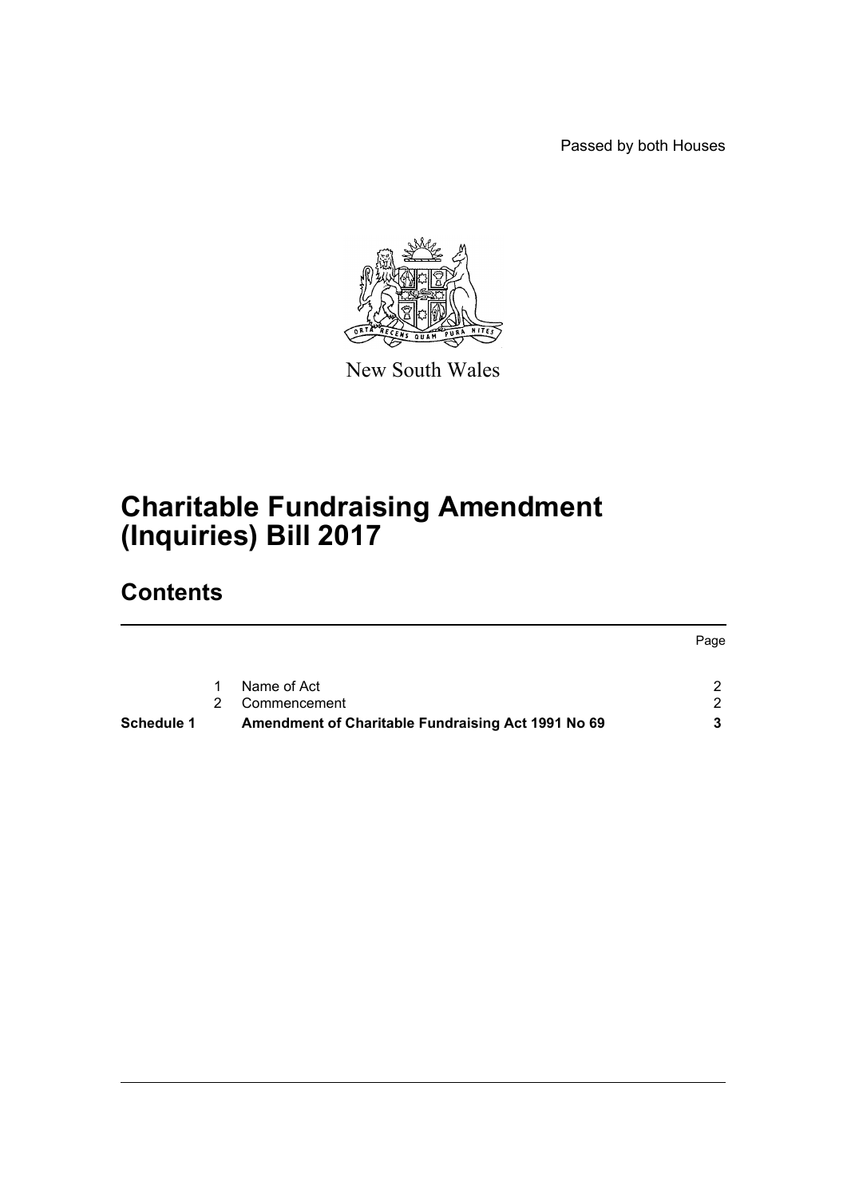Passed by both Houses

New South Wales

# Charitable Fundraising Amendment (Inquiries) Bill 2017

## Contents

| | | | Page |
|---|---|---|---|
| | 1 | Name of Act | 2 |
| | 2 | Commencement | 2 |
| **Schedule 1** | | **Amendment of Charitable Fundraising Act 1991 No 69** | **3** |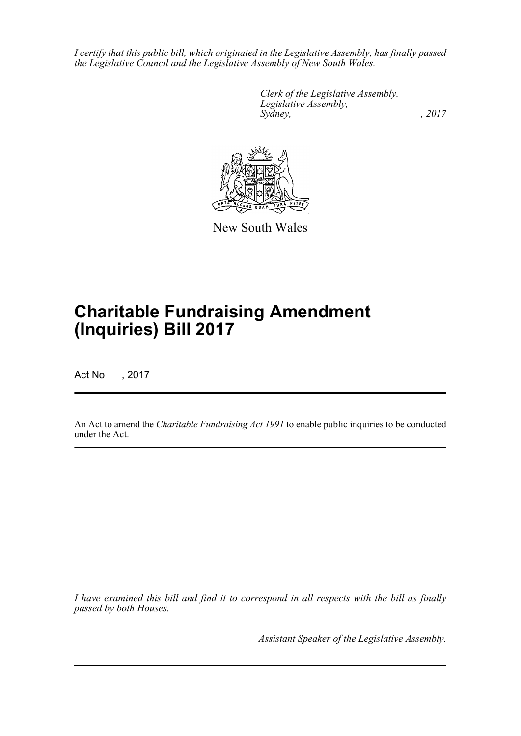*I certify that this public bill, which originated in the Legislative Assembly, has finally passed the Legislative Council and the Legislative Assembly of New South Wales.*

*Clerk of the Legislative Assembly.*
*Legislative Assembly,*
*Sydney, , 2017*

New South Wales

# Charitable Fundraising Amendment (Inquiries) Bill 2017

Act No , 2017

An Act to amend the *Charitable Fundraising Act 1991* to enable public inquiries to be conducted under the Act.

*I have examined this bill and find it to correspond in all respects with the bill as finally passed by both Houses.*

*Assistant Speaker of the Legislative Assembly.*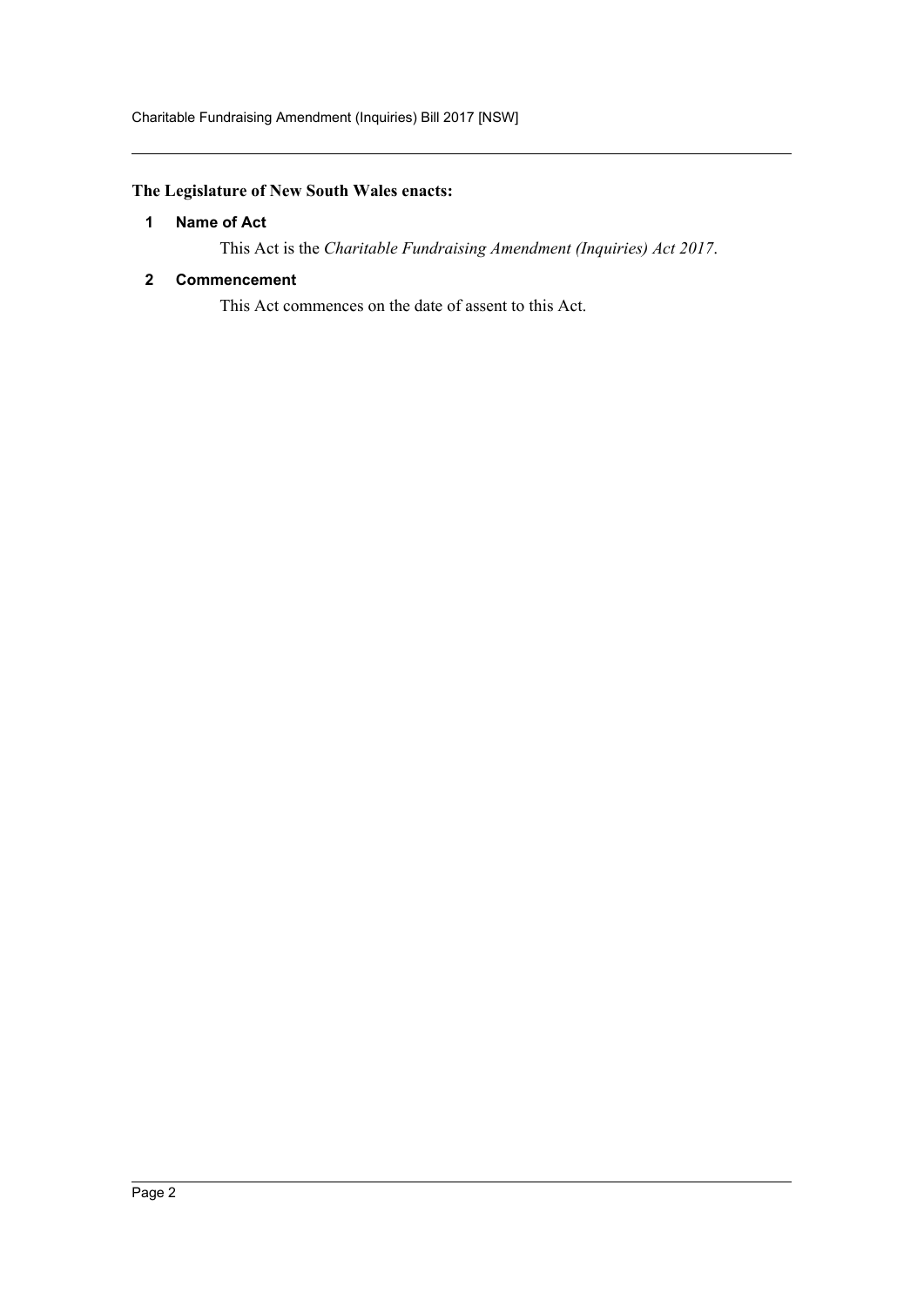**The Legislature of New South Wales enacts:**

### 1 Name of Act

This Act is the *Charitable Fundraising Amendment (Inquiries) Act 2017*.

### 2 Commencement

This Act commences on the date of assent to this Act.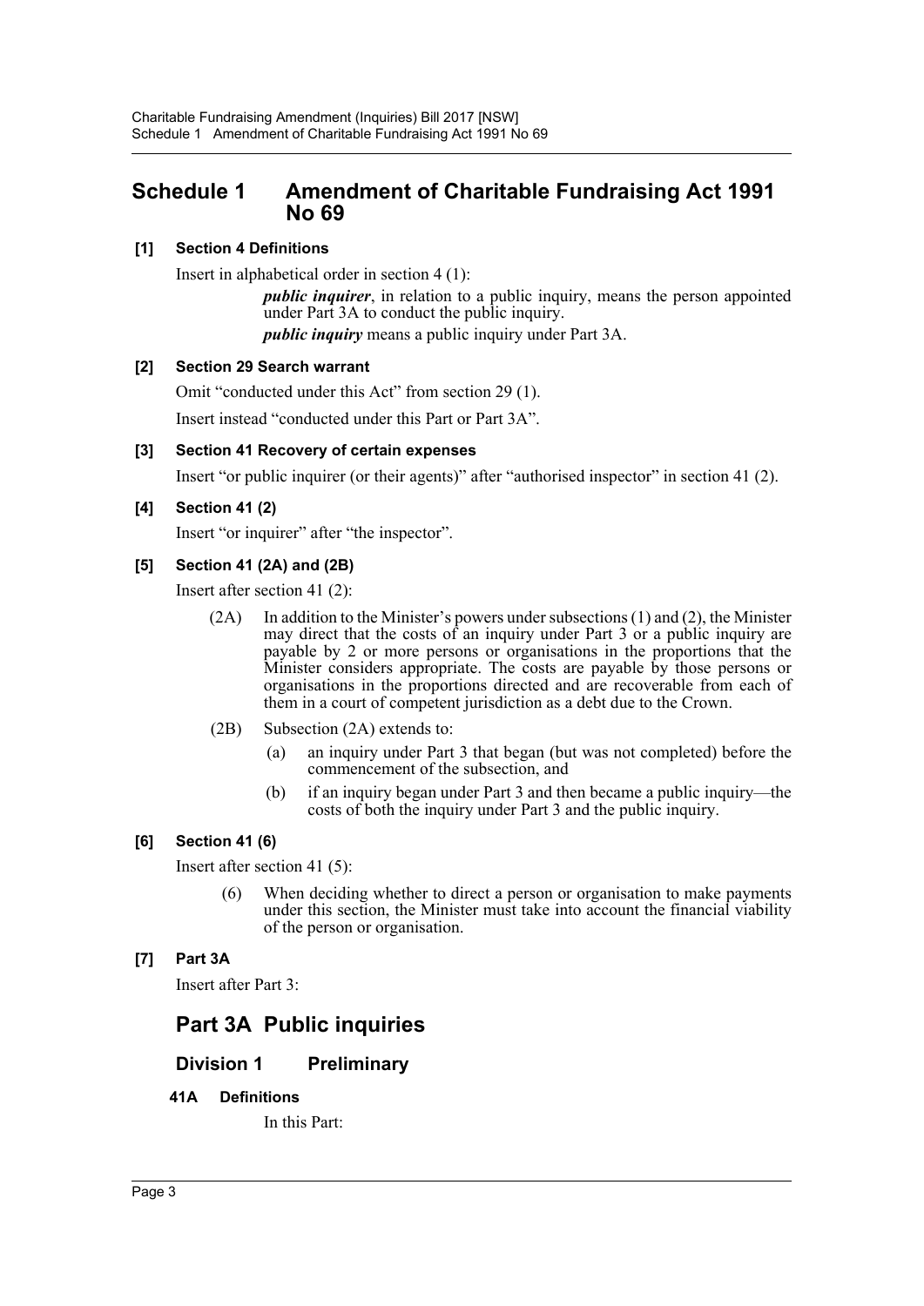# Schedule 1 Amendment of Charitable Fundraising Act 1991 No 69

**[1] Section 4 Definitions**

Insert in alphabetical order in section 4 (1):

> ***public inquirer***, in relation to a public inquiry, means the person appointed under Part 3A to conduct the public inquiry.
>
> ***public inquiry*** means a public inquiry under Part 3A.

**[2] Section 29 Search warrant**

Omit "conducted under this Act" from section 29 (1).

Insert instead "conducted under this Part or Part 3A".

**[3] Section 41 Recovery of certain expenses**

Insert "or public inquirer (or their agents)" after "authorised inspector" in section 41 (2).

**[4] Section 41 (2)**

Insert "or inquirer" after "the inspector".

**[5] Section 41 (2A) and (2B)**

Insert after section 41 (2):

(2A) In addition to the Minister's powers under subsections (1) and (2), the Minister may direct that the costs of an inquiry under Part 3 or a public inquiry are payable by 2 or more persons or organisations in the proportions that the Minister considers appropriate. The costs are payable by those persons or organisations in the proportions directed and are recoverable from each of them in a court of competent jurisdiction as a debt due to the Crown.

(2B) Subsection (2A) extends to:

(a) an inquiry under Part 3 that began (but was not completed) before the commencement of the subsection, and

(b) if an inquiry began under Part 3 and then became a public inquiry—the costs of both the inquiry under Part 3 and the public inquiry.

**[6] Section 41 (6)**

Insert after section 41 (5):

(6) When deciding whether to direct a person or organisation to make payments under this section, the Minister must take into account the financial viability of the person or organisation.

**[7] Part 3A**

Insert after Part 3:

## Part 3A Public inquiries

### Division 1 Preliminary

**41A Definitions**

In this Part: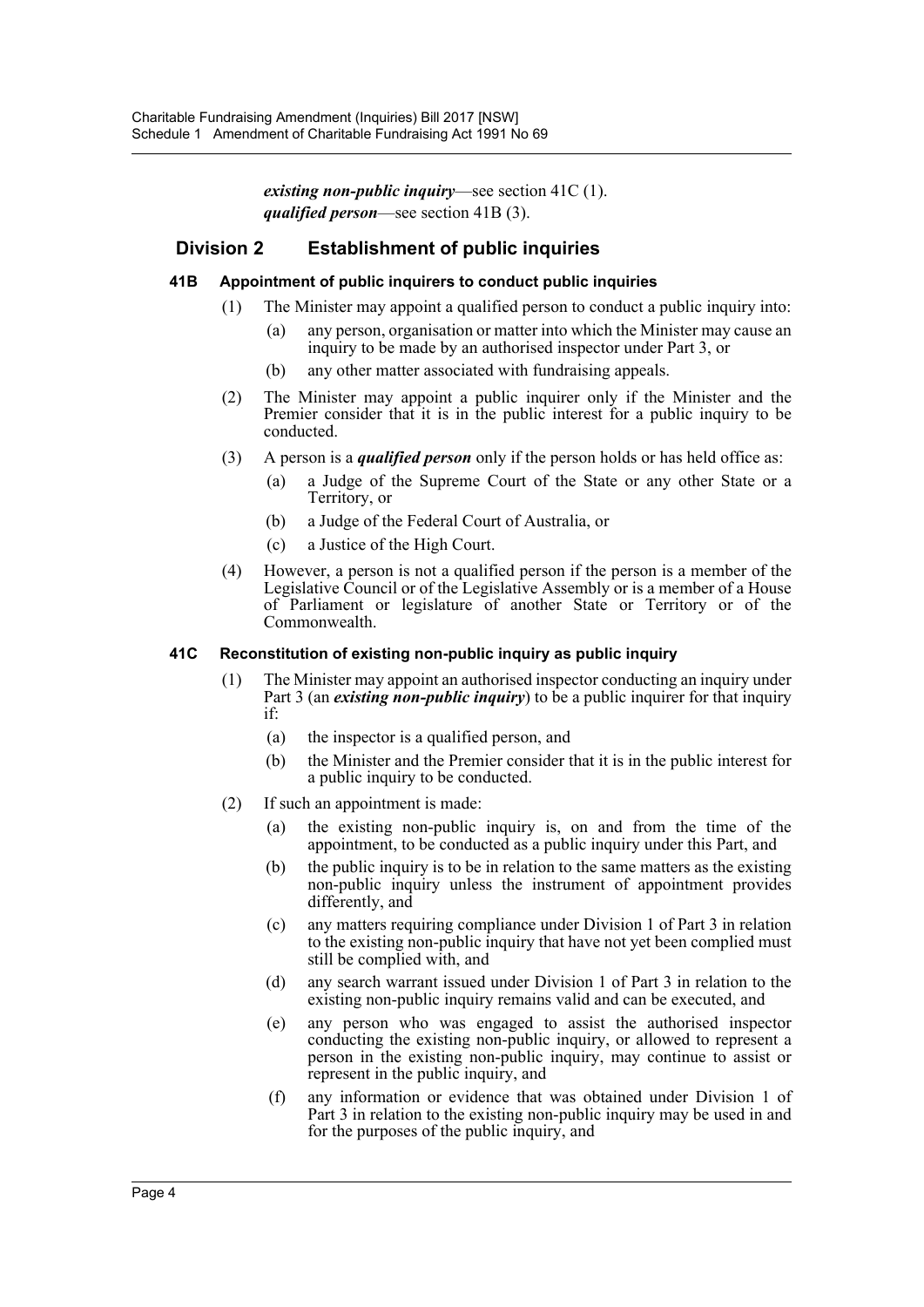*existing non-public inquiry*—see section 41C (1).

*qualified person*—see section 41B (3).

## Division 2 Establishment of public inquiries

### 41B Appointment of public inquirers to conduct public inquiries

(1) The Minister may appoint a qualified person to conduct a public inquiry into:

- (a) any person, organisation or matter into which the Minister may cause an inquiry to be made by an authorised inspector under Part 3, or
- (b) any other matter associated with fundraising appeals.

(2) The Minister may appoint a public inquirer only if the Minister and the Premier consider that it is in the public interest for a public inquiry to be conducted.

(3) A person is a ***qualified person*** only if the person holds or has held office as:

- (a) a Judge of the Supreme Court of the State or any other State or a Territory, or
- (b) a Judge of the Federal Court of Australia, or
- (c) a Justice of the High Court.

(4) However, a person is not a qualified person if the person is a member of the Legislative Council or of the Legislative Assembly or is a member of a House of Parliament or legislature of another State or Territory or of the Commonwealth.

### 41C Reconstitution of existing non-public inquiry as public inquiry

(1) The Minister may appoint an authorised inspector conducting an inquiry under Part 3 (an ***existing non-public inquiry***) to be a public inquirer for that inquiry if:

- (a) the inspector is a qualified person, and
- (b) the Minister and the Premier consider that it is in the public interest for a public inquiry to be conducted.

(2) If such an appointment is made:

- (a) the existing non-public inquiry is, on and from the time of the appointment, to be conducted as a public inquiry under this Part, and
- (b) the public inquiry is to be in relation to the same matters as the existing non-public inquiry unless the instrument of appointment provides differently, and
- (c) any matters requiring compliance under Division 1 of Part 3 in relation to the existing non-public inquiry that have not yet been complied must still be complied with, and
- (d) any search warrant issued under Division 1 of Part 3 in relation to the existing non-public inquiry remains valid and can be executed, and
- (e) any person who was engaged to assist the authorised inspector conducting the existing non-public inquiry, or allowed to represent a person in the existing non-public inquiry, may continue to assist or represent in the public inquiry, and
- (f) any information or evidence that was obtained under Division 1 of Part 3 in relation to the existing non-public inquiry may be used in and for the purposes of the public inquiry, and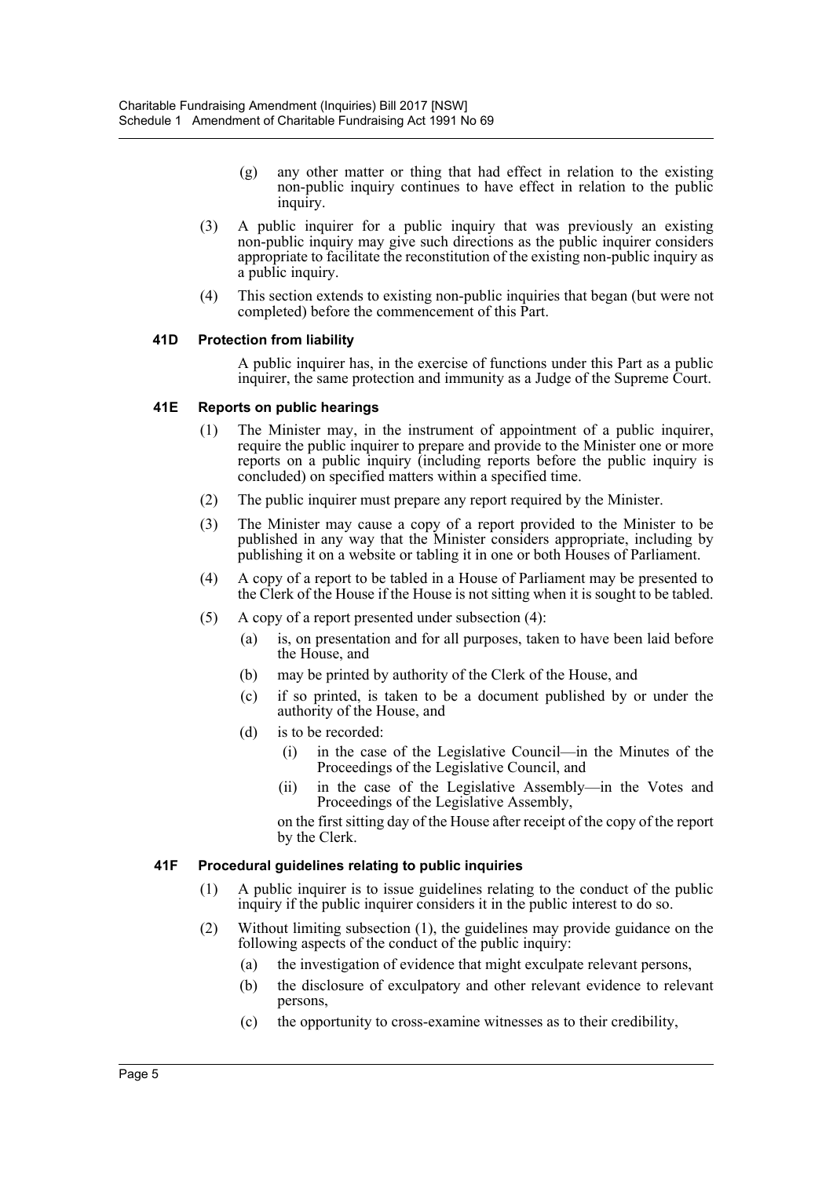(g) any other matter or thing that had effect in relation to the existing non-public inquiry continues to have effect in relation to the public inquiry.

(3) A public inquirer for a public inquiry that was previously an existing non-public inquiry may give such directions as the public inquirer considers appropriate to facilitate the reconstitution of the existing non-public inquiry as a public inquiry.

(4) This section extends to existing non-public inquiries that began (but were not completed) before the commencement of this Part.

#### 41D Protection from liability

A public inquirer has, in the exercise of functions under this Part as a public inquirer, the same protection and immunity as a Judge of the Supreme Court.

#### 41E Reports on public hearings

(1) The Minister may, in the instrument of appointment of a public inquirer, require the public inquirer to prepare and provide to the Minister one or more reports on a public inquiry (including reports before the public inquiry is concluded) on specified matters within a specified time.

(2) The public inquirer must prepare any report required by the Minister.

(3) The Minister may cause a copy of a report provided to the Minister to be published in any way that the Minister considers appropriate, including by publishing it on a website or tabling it in one or both Houses of Parliament.

(4) A copy of a report to be tabled in a House of Parliament may be presented to the Clerk of the House if the House is not sitting when it is sought to be tabled.

(5) A copy of a report presented under subsection (4):

(a) is, on presentation and for all purposes, taken to have been laid before the House, and

(b) may be printed by authority of the Clerk of the House, and

(c) if so printed, is taken to be a document published by or under the authority of the House, and

(d) is to be recorded:

(i) in the case of the Legislative Council—in the Minutes of the Proceedings of the Legislative Council, and

(ii) in the case of the Legislative Assembly—in the Votes and Proceedings of the Legislative Assembly,

on the first sitting day of the House after receipt of the copy of the report by the Clerk.

#### 41F Procedural guidelines relating to public inquiries

(1) A public inquirer is to issue guidelines relating to the conduct of the public inquiry if the public inquirer considers it in the public interest to do so.

(2) Without limiting subsection (1), the guidelines may provide guidance on the following aspects of the conduct of the public inquiry:

(a) the investigation of evidence that might exculpate relevant persons,

(b) the disclosure of exculpatory and other relevant evidence to relevant persons,

(c) the opportunity to cross-examine witnesses as to their credibility,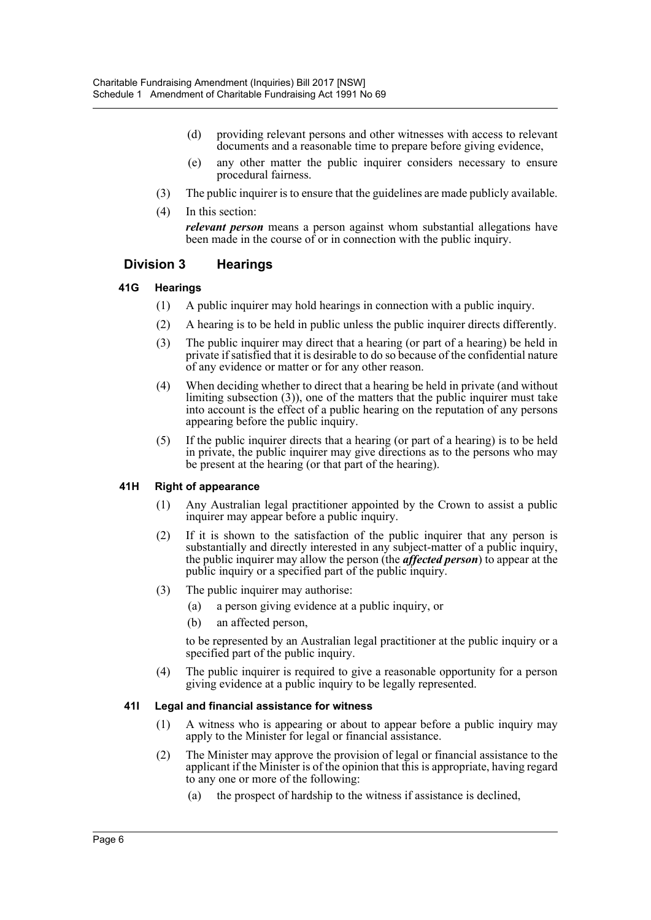(d) providing relevant persons and other witnesses with access to relevant documents and a reasonable time to prepare before giving evidence,

(e) any other matter the public inquirer considers necessary to ensure procedural fairness.

(3) The public inquirer is to ensure that the guidelines are made publicly available.

(4) In this section:

***relevant person*** means a person against whom substantial allegations have been made in the course of or in connection with the public inquiry.

## Division 3 Hearings

### 41G Hearings

(1) A public inquirer may hold hearings in connection with a public inquiry.

(2) A hearing is to be held in public unless the public inquirer directs differently.

(3) The public inquirer may direct that a hearing (or part of a hearing) be held in private if satisfied that it is desirable to do so because of the confidential nature of any evidence or matter or for any other reason.

(4) When deciding whether to direct that a hearing be held in private (and without limiting subsection (3)), one of the matters that the public inquirer must take into account is the effect of a public hearing on the reputation of any persons appearing before the public inquiry.

(5) If the public inquirer directs that a hearing (or part of a hearing) is to be held in private, the public inquirer may give directions as to the persons who may be present at the hearing (or that part of the hearing).

### 41H Right of appearance

(1) Any Australian legal practitioner appointed by the Crown to assist a public inquirer may appear before a public inquiry.

(2) If it is shown to the satisfaction of the public inquirer that any person is substantially and directly interested in any subject-matter of a public inquiry, the public inquirer may allow the person (the ***affected person***) to appear at the public inquiry or a specified part of the public inquiry.

(3) The public inquirer may authorise:

(a) a person giving evidence at a public inquiry, or

(b) an affected person,

to be represented by an Australian legal practitioner at the public inquiry or a specified part of the public inquiry.

(4) The public inquirer is required to give a reasonable opportunity for a person giving evidence at a public inquiry to be legally represented.

### 41I Legal and financial assistance for witness

(1) A witness who is appearing or about to appear before a public inquiry may apply to the Minister for legal or financial assistance.

(2) The Minister may approve the provision of legal or financial assistance to the applicant if the Minister is of the opinion that this is appropriate, having regard to any one or more of the following:

(a) the prospect of hardship to the witness if assistance is declined,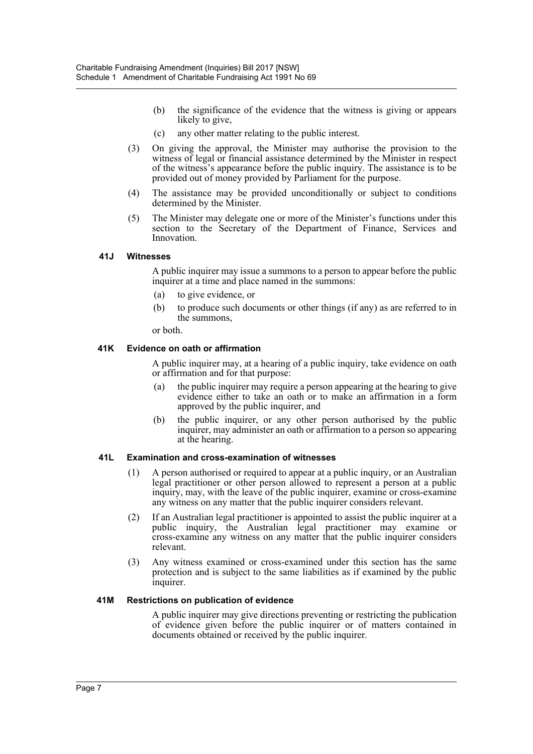(b) the significance of the evidence that the witness is giving or appears likely to give,

(c) any other matter relating to the public interest.

(3) On giving the approval, the Minister may authorise the provision to the witness of legal or financial assistance determined by the Minister in respect of the witness's appearance before the public inquiry. The assistance is to be provided out of money provided by Parliament for the purpose.

(4) The assistance may be provided unconditionally or subject to conditions determined by the Minister.

(5) The Minister may delegate one or more of the Minister's functions under this section to the Secretary of the Department of Finance, Services and Innovation.

#### 41J Witnesses

A public inquirer may issue a summons to a person to appear before the public inquirer at a time and place named in the summons:

(a) to give evidence, or

(b) to produce such documents or other things (if any) as are referred to in the summons,

or both.

#### 41K Evidence on oath or affirmation

A public inquirer may, at a hearing of a public inquiry, take evidence on oath or affirmation and for that purpose:

(a) the public inquirer may require a person appearing at the hearing to give evidence either to take an oath or to make an affirmation in a form approved by the public inquirer, and

(b) the public inquirer, or any other person authorised by the public inquirer, may administer an oath or affirmation to a person so appearing at the hearing.

#### 41L Examination and cross-examination of witnesses

(1) A person authorised or required to appear at a public inquiry, or an Australian legal practitioner or other person allowed to represent a person at a public inquiry, may, with the leave of the public inquirer, examine or cross-examine any witness on any matter that the public inquirer considers relevant.

(2) If an Australian legal practitioner is appointed to assist the public inquirer at a public inquiry, the Australian legal practitioner may examine or cross-examine any witness on any matter that the public inquirer considers relevant.

(3) Any witness examined or cross-examined under this section has the same protection and is subject to the same liabilities as if examined by the public inquirer.

#### 41M Restrictions on publication of evidence

A public inquirer may give directions preventing or restricting the publication of evidence given before the public inquirer or of matters contained in documents obtained or received by the public inquirer.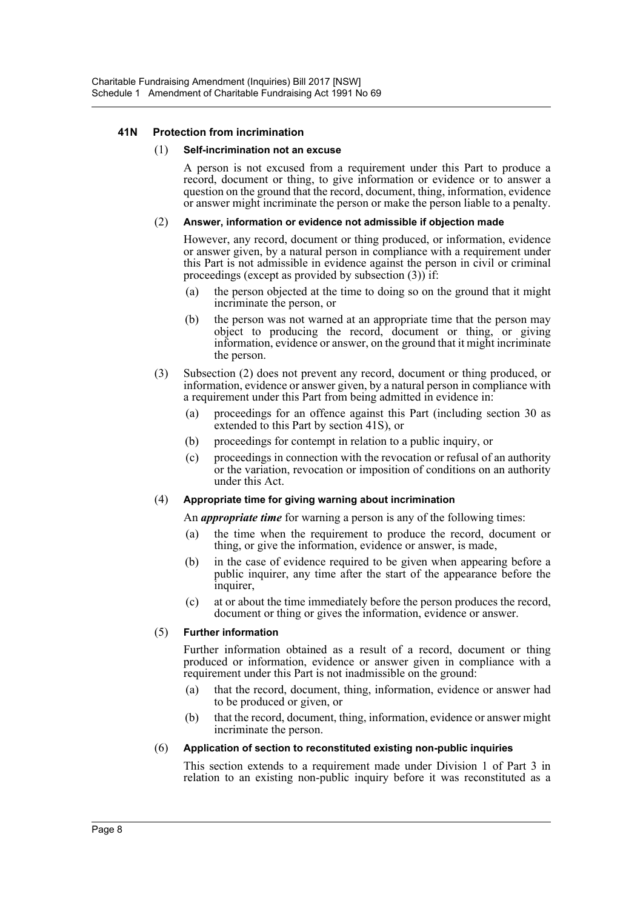#### 41N Protection from incrimination

(1) **Self-incrimination not an excuse**

A person is not excused from a requirement under this Part to produce a record, document or thing, to give information or evidence or to answer a question on the ground that the record, document, thing, information, evidence or answer might incriminate the person or make the person liable to a penalty.

(2) **Answer, information or evidence not admissible if objection made**

However, any record, document or thing produced, or information, evidence or answer given, by a natural person in compliance with a requirement under this Part is not admissible in evidence against the person in civil or criminal proceedings (except as provided by subsection (3)) if:

- (a) the person objected at the time to doing so on the ground that it might incriminate the person, or
- (b) the person was not warned at an appropriate time that the person may object to producing the record, document or thing, or giving information, evidence or answer, on the ground that it might incriminate the person.

(3) Subsection (2) does not prevent any record, document or thing produced, or information, evidence or answer given, by a natural person in compliance with a requirement under this Part from being admitted in evidence in:

- (a) proceedings for an offence against this Part (including section 30 as extended to this Part by section 41S), or
- (b) proceedings for contempt in relation to a public inquiry, or
- (c) proceedings in connection with the revocation or refusal of an authority or the variation, revocation or imposition of conditions on an authority under this Act.

(4) **Appropriate time for giving warning about incrimination**

An ***appropriate time*** for warning a person is any of the following times:

- (a) the time when the requirement to produce the record, document or thing, or give the information, evidence or answer, is made,
- (b) in the case of evidence required to be given when appearing before a public inquirer, any time after the start of the appearance before the inquirer,
- (c) at or about the time immediately before the person produces the record, document or thing or gives the information, evidence or answer.

(5) **Further information**

Further information obtained as a result of a record, document or thing produced or information, evidence or answer given in compliance with a requirement under this Part is not inadmissible on the ground:

- (a) that the record, document, thing, information, evidence or answer had to be produced or given, or
- (b) that the record, document, thing, information, evidence or answer might incriminate the person.

(6) **Application of section to reconstituted existing non-public inquiries**

This section extends to a requirement made under Division 1 of Part 3 in relation to an existing non-public inquiry before it was reconstituted as a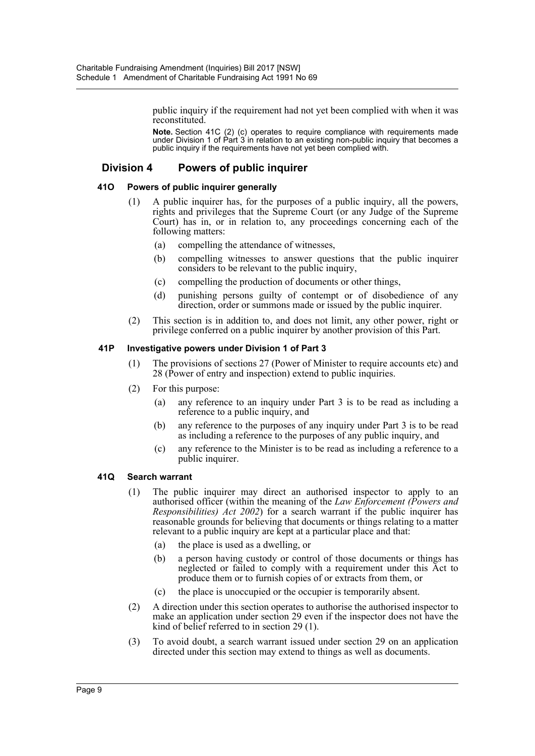public inquiry if the requirement had not yet been complied with when it was reconstituted.

**Note.** Section 41C (2) (c) operates to require compliance with requirements made under Division 1 of Part 3 in relation to an existing non-public inquiry that becomes a public inquiry if the requirements have not yet been complied with.

## Division 4 Powers of public inquirer

### 41O Powers of public inquirer generally

(1) A public inquirer has, for the purposes of a public inquiry, all the powers, rights and privileges that the Supreme Court (or any Judge of the Supreme Court) has in, or in relation to, any proceedings concerning each of the following matters:

- (a) compelling the attendance of witnesses,
- (b) compelling witnesses to answer questions that the public inquirer considers to be relevant to the public inquiry,
- (c) compelling the production of documents or other things,
- (d) punishing persons guilty of contempt or of disobedience of any direction, order or summons made or issued by the public inquirer.

(2) This section is in addition to, and does not limit, any other power, right or privilege conferred on a public inquirer by another provision of this Part.

### 41P Investigative powers under Division 1 of Part 3

(1) The provisions of sections 27 (Power of Minister to require accounts etc) and 28 (Power of entry and inspection) extend to public inquiries.

(2) For this purpose:

- (a) any reference to an inquiry under Part 3 is to be read as including a reference to a public inquiry, and
- (b) any reference to the purposes of any inquiry under Part 3 is to be read as including a reference to the purposes of any public inquiry, and
- (c) any reference to the Minister is to be read as including a reference to a public inquirer.

### 41Q Search warrant

(1) The public inquirer may direct an authorised inspector to apply to an authorised officer (within the meaning of the *Law Enforcement (Powers and Responsibilities) Act 2002*) for a search warrant if the public inquirer has reasonable grounds for believing that documents or things relating to a matter relevant to a public inquiry are kept at a particular place and that:

- (a) the place is used as a dwelling, or
- (b) a person having custody or control of those documents or things has neglected or failed to comply with a requirement under this Act to produce them or to furnish copies of or extracts from them, or
- (c) the place is unoccupied or the occupier is temporarily absent.

(2) A direction under this section operates to authorise the authorised inspector to make an application under section 29 even if the inspector does not have the kind of belief referred to in section 29 (1).

(3) To avoid doubt, a search warrant issued under section 29 on an application directed under this section may extend to things as well as documents.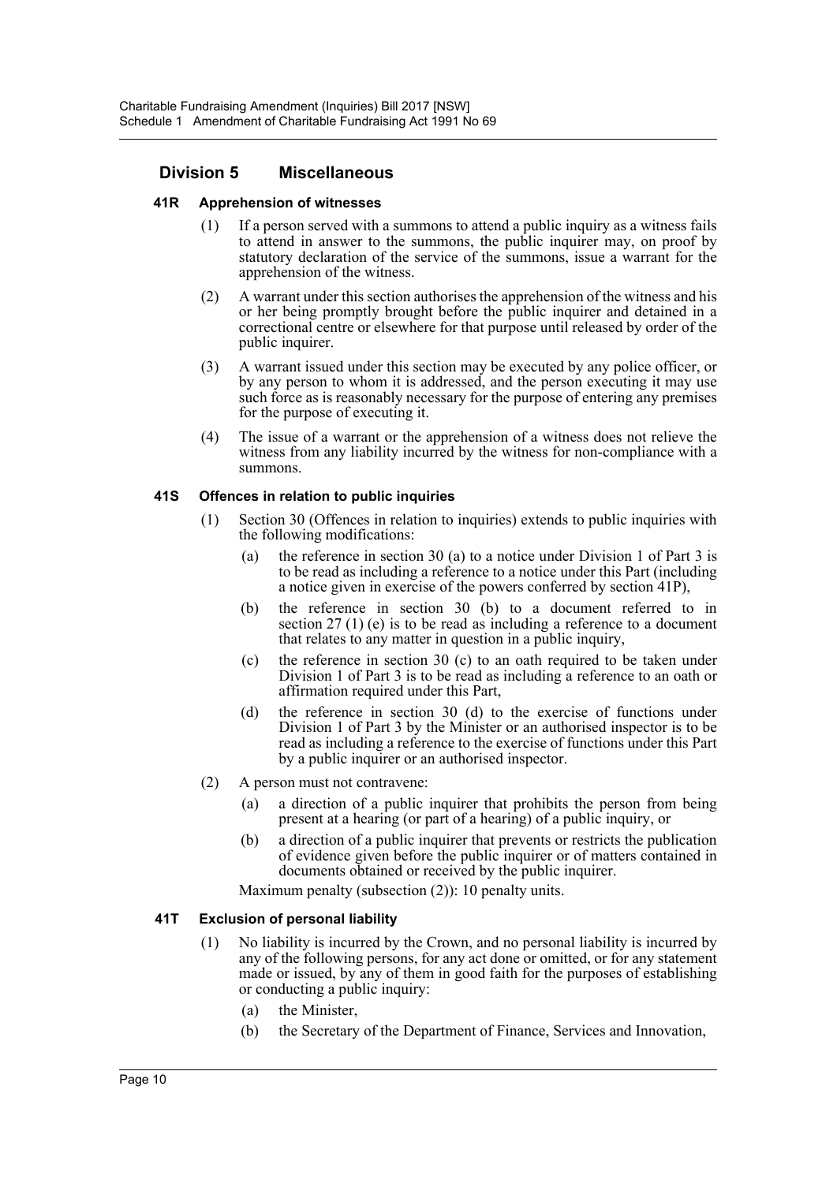## Division 5 Miscellaneous

### 41R Apprehension of witnesses

(1) If a person served with a summons to attend a public inquiry as a witness fails to attend in answer to the summons, the public inquirer may, on proof by statutory declaration of the service of the summons, issue a warrant for the apprehension of the witness.

(2) A warrant under this section authorises the apprehension of the witness and his or her being promptly brought before the public inquirer and detained in a correctional centre or elsewhere for that purpose until released by order of the public inquirer.

(3) A warrant issued under this section may be executed by any police officer, or by any person to whom it is addressed, and the person executing it may use such force as is reasonably necessary for the purpose of entering any premises for the purpose of executing it.

(4) The issue of a warrant or the apprehension of a witness does not relieve the witness from any liability incurred by the witness for non-compliance with a summons.

### 41S Offences in relation to public inquiries

(1) Section 30 (Offences in relation to inquiries) extends to public inquiries with the following modifications:

- (a) the reference in section 30 (a) to a notice under Division 1 of Part 3 is to be read as including a reference to a notice under this Part (including a notice given in exercise of the powers conferred by section 41P),
- (b) the reference in section 30 (b) to a document referred to in section 27 (1) (e) is to be read as including a reference to a document that relates to any matter in question in a public inquiry,
- (c) the reference in section 30 (c) to an oath required to be taken under Division 1 of Part 3 is to be read as including a reference to an oath or affirmation required under this Part,
- (d) the reference in section 30 (d) to the exercise of functions under Division 1 of Part 3 by the Minister or an authorised inspector is to be read as including a reference to the exercise of functions under this Part by a public inquirer or an authorised inspector.

(2) A person must not contravene:

- (a) a direction of a public inquirer that prohibits the person from being present at a hearing (or part of a hearing) of a public inquiry, or
- (b) a direction of a public inquirer that prevents or restricts the publication of evidence given before the public inquirer or of matters contained in documents obtained or received by the public inquirer.

Maximum penalty (subsection (2)): 10 penalty units.

### 41T Exclusion of personal liability

(1) No liability is incurred by the Crown, and no personal liability is incurred by any of the following persons, for any act done or omitted, or for any statement made or issued, by any of them in good faith for the purposes of establishing or conducting a public inquiry:

- (a) the Minister,
- (b) the Secretary of the Department of Finance, Services and Innovation,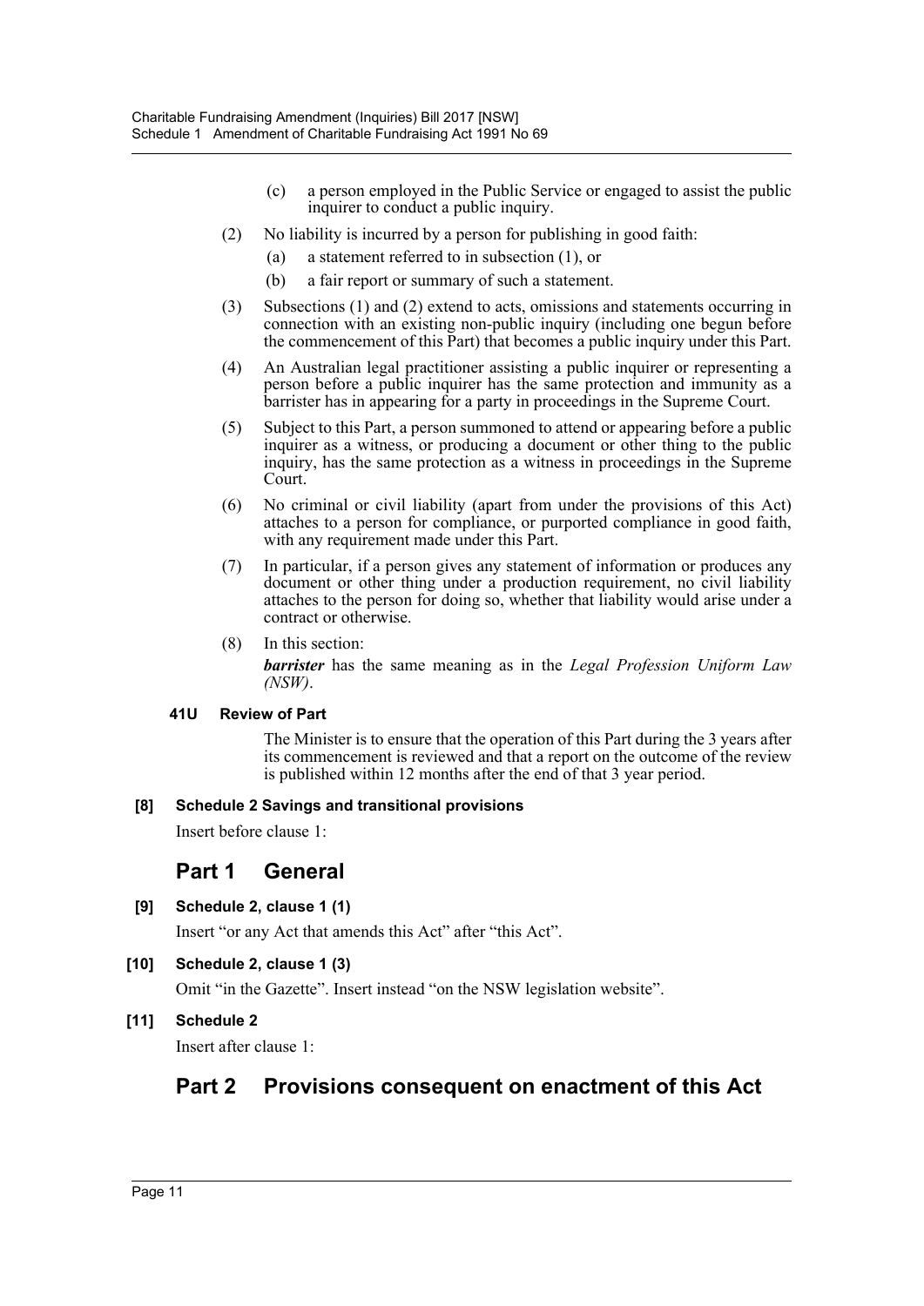(c) a person employed in the Public Service or engaged to assist the public inquirer to conduct a public inquiry.

(2) No liability is incurred by a person for publishing in good faith:

(a) a statement referred to in subsection (1), or

(b) a fair report or summary of such a statement.

(3) Subsections (1) and (2) extend to acts, omissions and statements occurring in connection with an existing non-public inquiry (including one begun before the commencement of this Part) that becomes a public inquiry under this Part.

(4) An Australian legal practitioner assisting a public inquirer or representing a person before a public inquirer has the same protection and immunity as a barrister has in appearing for a party in proceedings in the Supreme Court.

(5) Subject to this Part, a person summoned to attend or appearing before a public inquirer as a witness, or producing a document or other thing to the public inquiry, has the same protection as a witness in proceedings in the Supreme Court.

(6) No criminal or civil liability (apart from under the provisions of this Act) attaches to a person for compliance, or purported compliance in good faith, with any requirement made under this Part.

(7) In particular, if a person gives any statement of information or produces any document or other thing under a production requirement, no civil liability attaches to the person for doing so, whether that liability would arise under a contract or otherwise.

(8) In this section:

***barrister*** has the same meaning as in the *Legal Profession Uniform Law (NSW)*.

#### 41U Review of Part

The Minister is to ensure that the operation of this Part during the 3 years after its commencement is reviewed and that a report on the outcome of the review is published within 12 months after the end of that 3 year period.

#### [8] Schedule 2 Savings and transitional provisions

Insert before clause 1:

## Part 1 General

#### [9] Schedule 2, clause 1 (1)

Insert "or any Act that amends this Act" after "this Act".

#### [10] Schedule 2, clause 1 (3)

Omit "in the Gazette". Insert instead "on the NSW legislation website".

#### [11] Schedule 2

Insert after clause 1:

## Part 2 Provisions consequent on enactment of this Act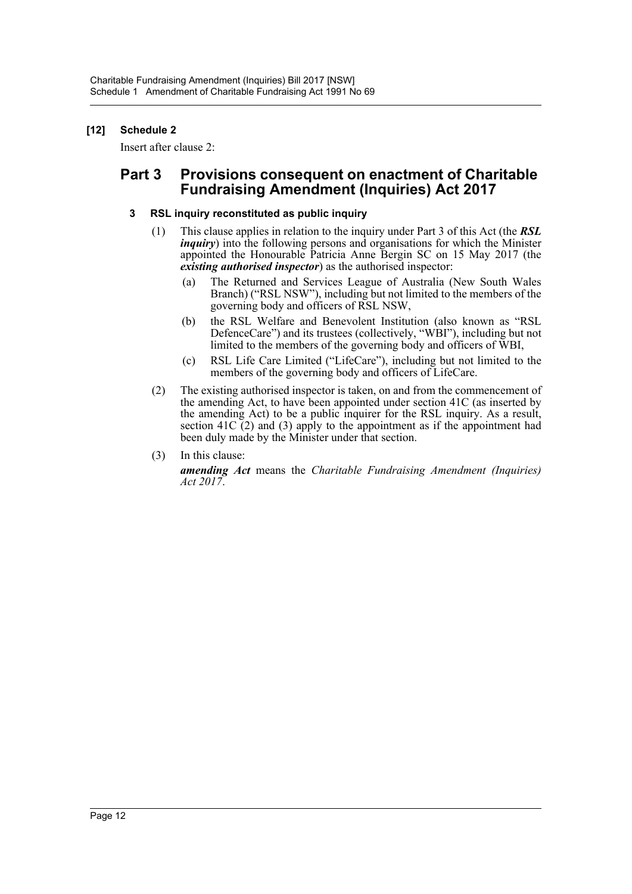**[12] Schedule 2**

Insert after clause 2:

## Part 3 Provisions consequent on enactment of Charitable Fundraising Amendment (Inquiries) Act 2017

### 3 RSL inquiry reconstituted as public inquiry

(1) This clause applies in relation to the inquiry under Part 3 of this Act (the ***RSL inquiry***) into the following persons and organisations for which the Minister appointed the Honourable Patricia Anne Bergin SC on 15 May 2017 (the ***existing authorised inspector***) as the authorised inspector:

(a) The Returned and Services League of Australia (New South Wales Branch) ("RSL NSW"), including but not limited to the members of the governing body and officers of RSL NSW,

(b) the RSL Welfare and Benevolent Institution (also known as "RSL DefenceCare") and its trustees (collectively, "WBI"), including but not limited to the members of the governing body and officers of WBI,

(c) RSL Life Care Limited ("LifeCare"), including but not limited to the members of the governing body and officers of LifeCare.

(2) The existing authorised inspector is taken, on and from the commencement of the amending Act, to have been appointed under section 41C (as inserted by the amending Act) to be a public inquirer for the RSL inquiry. As a result, section 41C (2) and (3) apply to the appointment as if the appointment had been duly made by the Minister under that section.

(3) In this clause:

***amending Act*** means the *Charitable Fundraising Amendment (Inquiries) Act 2017*.